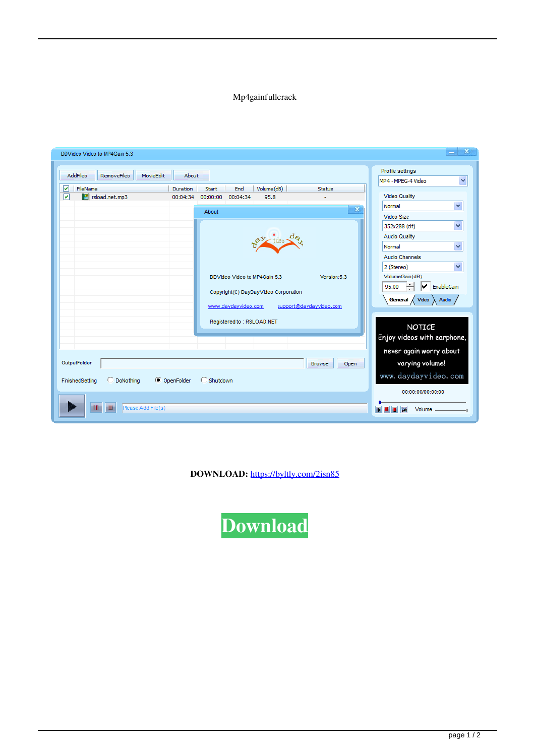Mp4gainfullcrack

**DOWNLOAD:** https://byltly.com/2isn85

**Download**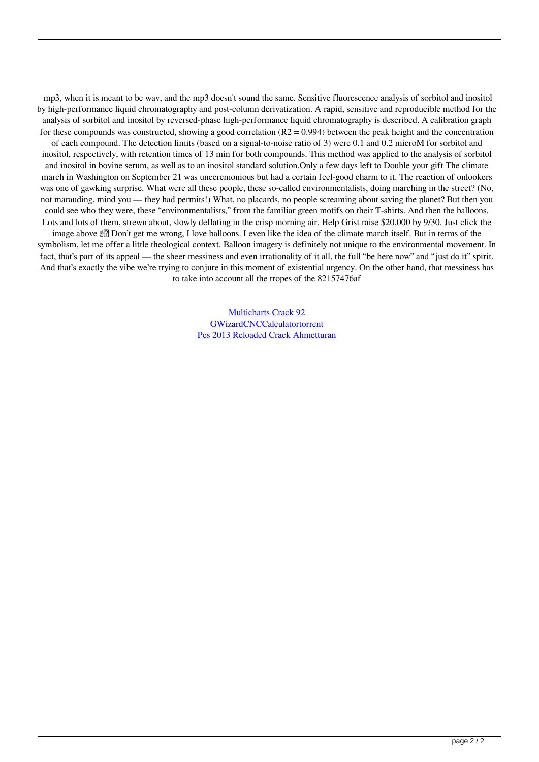mp3, when it is meant to be wav, and the mp3 doesn't sound the same. Sensitive fluorescence analysis of sorbitol and inositol by high-performance liquid chromatography and post-column derivatization. A rapid, sensitive and reproducible method for the analysis of sorbitol and inositol by reversed-phase high-performance liquid chromatography is described. A calibration graph for these compounds was constructed, showing a good correlation ($R2 = 0.994$) between the peak height and the concentration of each compound. The detection limits (based on a signal-to-noise ratio of 3) were 0.1 and 0.2 microM for sorbitol and inositol, respectively, with retention times of 13 min for both compounds. This method was applied to the analysis of sorbitol and inositol in bovine serum, as well as to an inositol standard solution.Only a few days left to Double your gift The climate march in Washington on September 21 was unceremonious but had a certain feel-good charm to it. The reaction of onlookers was one of gawking surprise. What were all these people, these so-called environmentalists, doing marching in the street? (No, not marauding, mind you — they had permits!) What, no placards, no people screaming about saving the planet? But then you could see who they were, these "environmentalists," from the familiar green motifs on their T-shirts. And then the balloons. Lots and lots of them, strewn about, slowly deflating in the crisp morning air. Help Grist raise $20,000 by 9/30. Just click the image above ☝ Don't get me wrong, I love balloons. I even like the idea of the climate march itself. But in terms of the symbolism, let me offer a little theological context. Balloon imagery is definitely not unique to the environmental movement. In fact, that's part of its appeal — the sheer messiness and even irrationality of it all, the full "be here now" and "just do it" spirit. And that's exactly the vibe we're trying to conjure in this moment of existential urgency. On the other hand, that messiness has to take into account all the tropes of the 82157476af

Multicharts Crack 92
GWizardCNCCalculatortorrent
Pes 2013 Reloaded Crack Ahmetturan